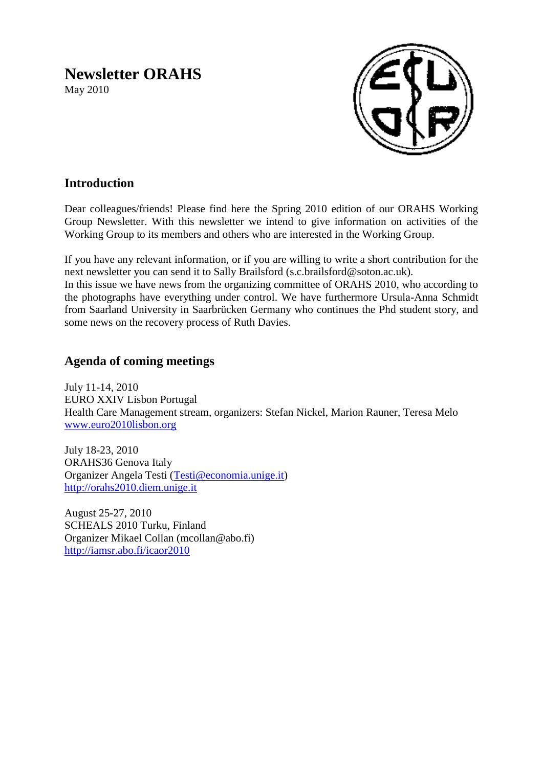# Newsletter ORAHS

May 2010

## Introduction

Dear colleagues/friends! Please find here the Spring 2010 edition of our ORAHS Working Group Newsletter. With this newsletter we intend to give information on activities of the Working Group to its members and others who are interested in the Working Group.

If you have any relevant information, or if you are willing to write a short contribution for the next newsletter you can send it to Sally Brailsford (s.c.brailsford@soton.ac.uk).
In this issue we have news from the organizing committee of ORAHS 2010, who according to the photographs have everything under control. We have furthermore Ursula-Anna Schmidt from Saarland University in Saarbrücken Germany who continues the Phd student story, and some news on the recovery process of Ruth Davies.

## Agenda of coming meetings

July 11-14, 2010
EURO XXIV Lisbon Portugal
Health Care Management stream, organizers: Stefan Nickel, Marion Rauner, Teresa Melo
www.euro2010lisbon.org

July 18-23, 2010
ORAHS36 Genova Italy
Organizer Angela Testi (Testi@economia.unige.it)
http://orahs2010.diem.unige.it

August 25-27, 2010
SCHEALS 2010 Turku, Finland
Organizer Mikael Collan (mcollan@abo.fi)
http://iamsr.abo.fi/icaor2010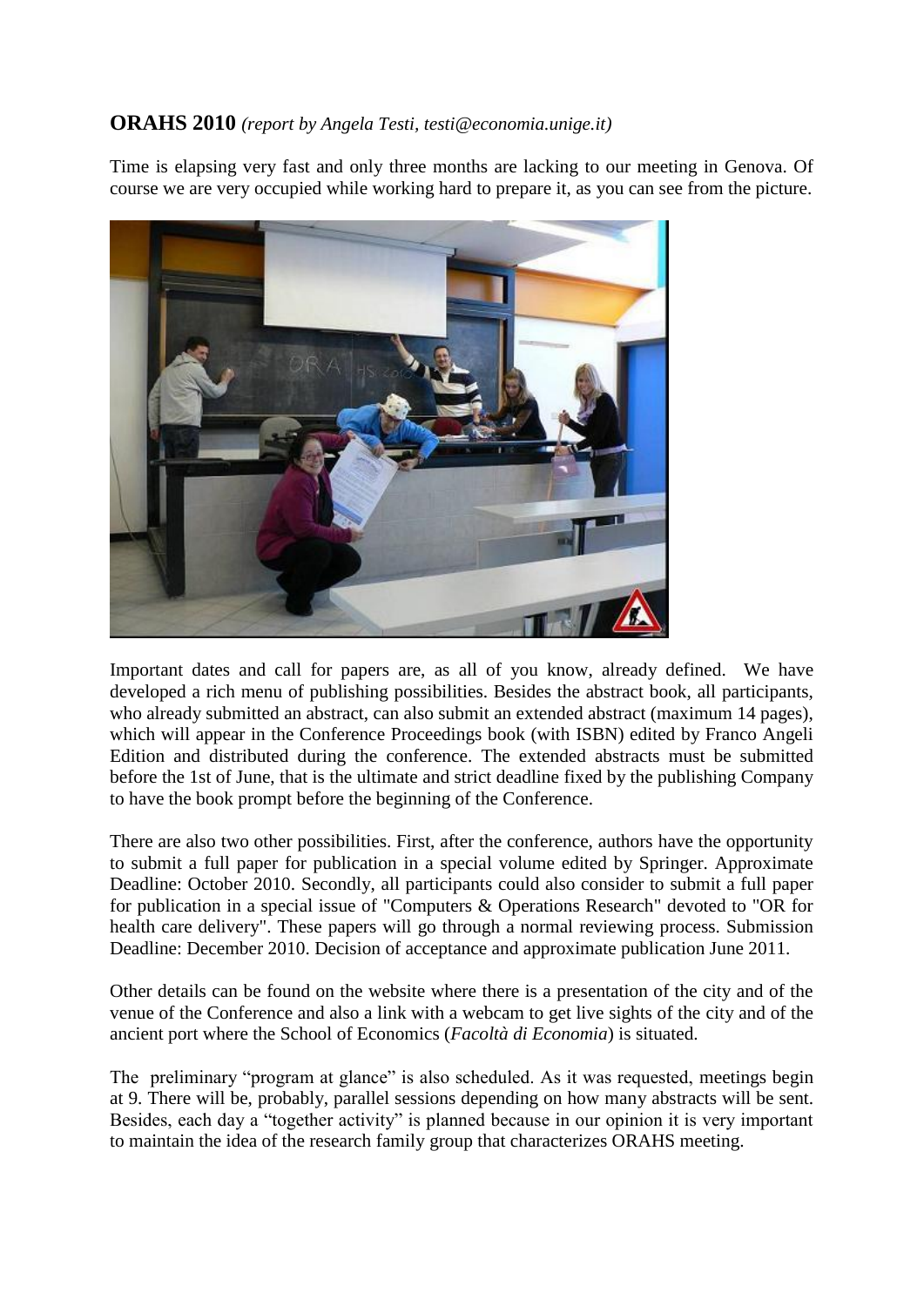**ORAHS 2010** *(report by Angela Testi, testi@economia.unige.it)*

Time is elapsing very fast and only three months are lacking to our meeting in Genova. Of course we are very occupied while working hard to prepare it, as you can see from the picture.

Important dates and call for papers are, as all of you know, already defined. We have developed a rich menu of publishing possibilities. Besides the abstract book, all participants, who already submitted an abstract, can also submit an extended abstract (maximum 14 pages), which will appear in the Conference Proceedings book (with ISBN) edited by Franco Angeli Edition and distributed during the conference. The extended abstracts must be submitted before the 1st of June, that is the ultimate and strict deadline fixed by the publishing Company to have the book prompt before the beginning of the Conference.

There are also two other possibilities. First, after the conference, authors have the opportunity to submit a full paper for publication in a special volume edited by Springer. Approximate Deadline: October 2010. Secondly, all participants could also consider to submit a full paper for publication in a special issue of "Computers & Operations Research" devoted to "OR for health care delivery". These papers will go through a normal reviewing process. Submission Deadline: December 2010. Decision of acceptance and approximate publication June 2011.

Other details can be found on the website where there is a presentation of the city and of the venue of the Conference and also a link with a webcam to get live sights of the city and of the ancient port where the School of Economics (*Facoltà di Economia*) is situated.

The preliminary "program at glance" is also scheduled. As it was requested, meetings begin at 9. There will be, probably, parallel sessions depending on how many abstracts will be sent. Besides, each day a "together activity" is planned because in our opinion it is very important to maintain the idea of the research family group that characterizes ORAHS meeting.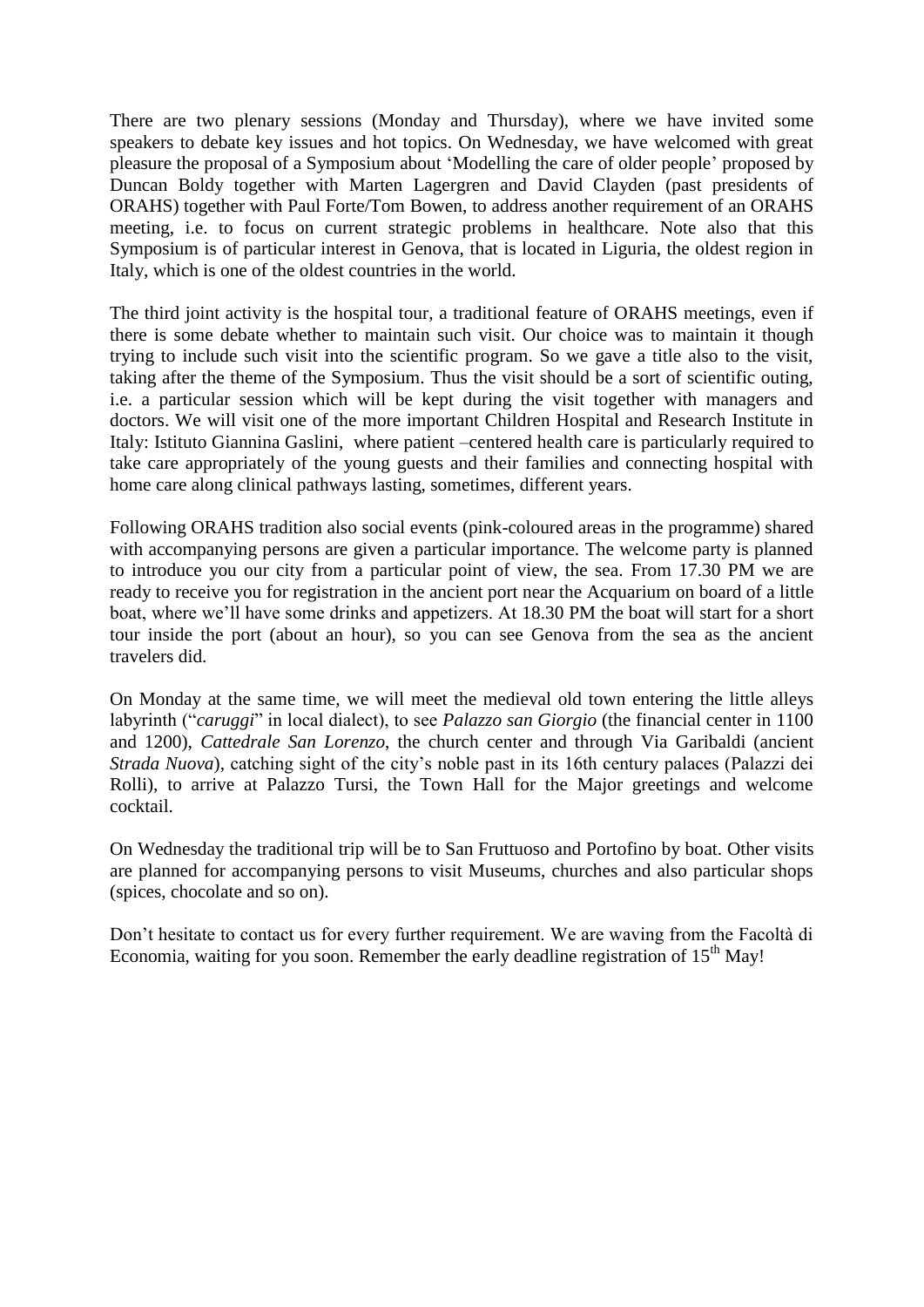There are two plenary sessions (Monday and Thursday), where we have invited some speakers to debate key issues and hot topics. On Wednesday, we have welcomed with great pleasure the proposal of a Symposium about 'Modelling the care of older people' proposed by Duncan Boldy together with Marten Lagergren and David Clayden (past presidents of ORAHS) together with Paul Forte/Tom Bowen, to address another requirement of an ORAHS meeting, i.e. to focus on current strategic problems in healthcare. Note also that this Symposium is of particular interest in Genova, that is located in Liguria, the oldest region in Italy, which is one of the oldest countries in the world.

The third joint activity is the hospital tour, a traditional feature of ORAHS meetings, even if there is some debate whether to maintain such visit. Our choice was to maintain it though trying to include such visit into the scientific program. So we gave a title also to the visit, taking after the theme of the Symposium. Thus the visit should be a sort of scientific outing, i.e. a particular session which will be kept during the visit together with managers and doctors. We will visit one of the more important Children Hospital and Research Institute in Italy: Istituto Giannina Gaslini, where patient –centered health care is particularly required to take care appropriately of the young guests and their families and connecting hospital with home care along clinical pathways lasting, sometimes, different years.

Following ORAHS tradition also social events (pink-coloured areas in the programme) shared with accompanying persons are given a particular importance. The welcome party is planned to introduce you our city from a particular point of view, the sea. From 17.30 PM we are ready to receive you for registration in the ancient port near the Acquarium on board of a little boat, where we'll have some drinks and appetizers. At 18.30 PM the boat will start for a short tour inside the port (about an hour), so you can see Genova from the sea as the ancient travelers did.

On Monday at the same time, we will meet the medieval old town entering the little alleys labyrinth ("*caruggi*" in local dialect), to see *Palazzo san Giorgio* (the financial center in 1100 and 1200), *Cattedrale San Lorenzo*, the church center and through Via Garibaldi (ancient *Strada Nuova*), catching sight of the city's noble past in its 16th century palaces (Palazzi dei Rolli), to arrive at Palazzo Tursi, the Town Hall for the Major greetings and welcome cocktail.

On Wednesday the traditional trip will be to San Fruttuoso and Portofino by boat. Other visits are planned for accompanying persons to visit Museums, churches and also particular shops (spices, chocolate and so on).

Don't hesitate to contact us for every further requirement. We are waving from the Facoltà di Economia, waiting for you soon. Remember the early deadline registration of 15th May!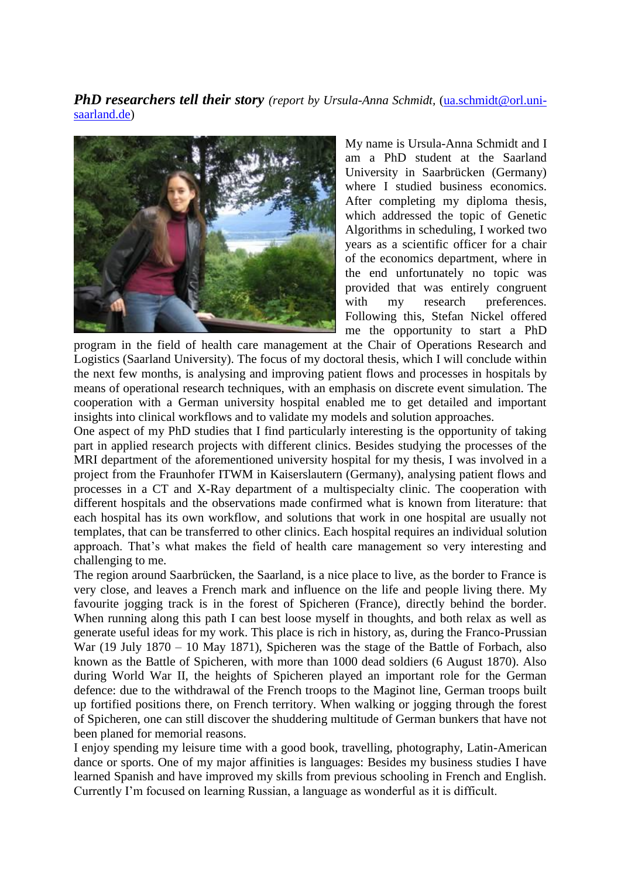***PhD researchers tell their story*** *(report by Ursula-Anna Schmidt,* (ua.schmidt@orl.uni-saarland.de)

My name is Ursula-Anna Schmidt and I am a PhD student at the Saarland University in Saarbrücken (Germany) where I studied business economics. After completing my diploma thesis, which addressed the topic of Genetic Algorithms in scheduling, I worked two years as a scientific officer for a chair of the economics department, where in the end unfortunately no topic was provided that was entirely congruent with my research preferences. Following this, Stefan Nickel offered me the opportunity to start a PhD program in the field of health care management at the Chair of Operations Research and Logistics (Saarland University). The focus of my doctoral thesis, which I will conclude within the next few months, is analysing and improving patient flows and processes in hospitals by means of operational research techniques, with an emphasis on discrete event simulation. The cooperation with a German university hospital enabled me to get detailed and important insights into clinical workflows and to validate my models and solution approaches.

One aspect of my PhD studies that I find particularly interesting is the opportunity of taking part in applied research projects with different clinics. Besides studying the processes of the MRI department of the aforementioned university hospital for my thesis, I was involved in a project from the Fraunhofer ITWM in Kaiserslautern (Germany), analysing patient flows and processes in a CT and X-Ray department of a multispecialty clinic. The cooperation with different hospitals and the observations made confirmed what is known from literature: that each hospital has its own workflow, and solutions that work in one hospital are usually not templates, that can be transferred to other clinics. Each hospital requires an individual solution approach. That's what makes the field of health care management so very interesting and challenging to me.

The region around Saarbrücken, the Saarland, is a nice place to live, as the border to France is very close, and leaves a French mark and influence on the life and people living there. My favourite jogging track is in the forest of Spicheren (France), directly behind the border. When running along this path I can best loose myself in thoughts, and both relax as well as generate useful ideas for my work. This place is rich in history, as, during the Franco-Prussian War (19 July 1870 – 10 May 1871), Spicheren was the stage of the Battle of Forbach, also known as the Battle of Spicheren, with more than 1000 dead soldiers (6 August 1870). Also during World War II, the heights of Spicheren played an important role for the German defence: due to the withdrawal of the French troops to the Maginot line, German troops built up fortified positions there, on French territory. When walking or jogging through the forest of Spicheren, one can still discover the shuddering multitude of German bunkers that have not been planed for memorial reasons.

I enjoy spending my leisure time with a good book, travelling, photography, Latin-American dance or sports. One of my major affinities is languages: Besides my business studies I have learned Spanish and have improved my skills from previous schooling in French and English. Currently I'm focused on learning Russian, a language as wonderful as it is difficult.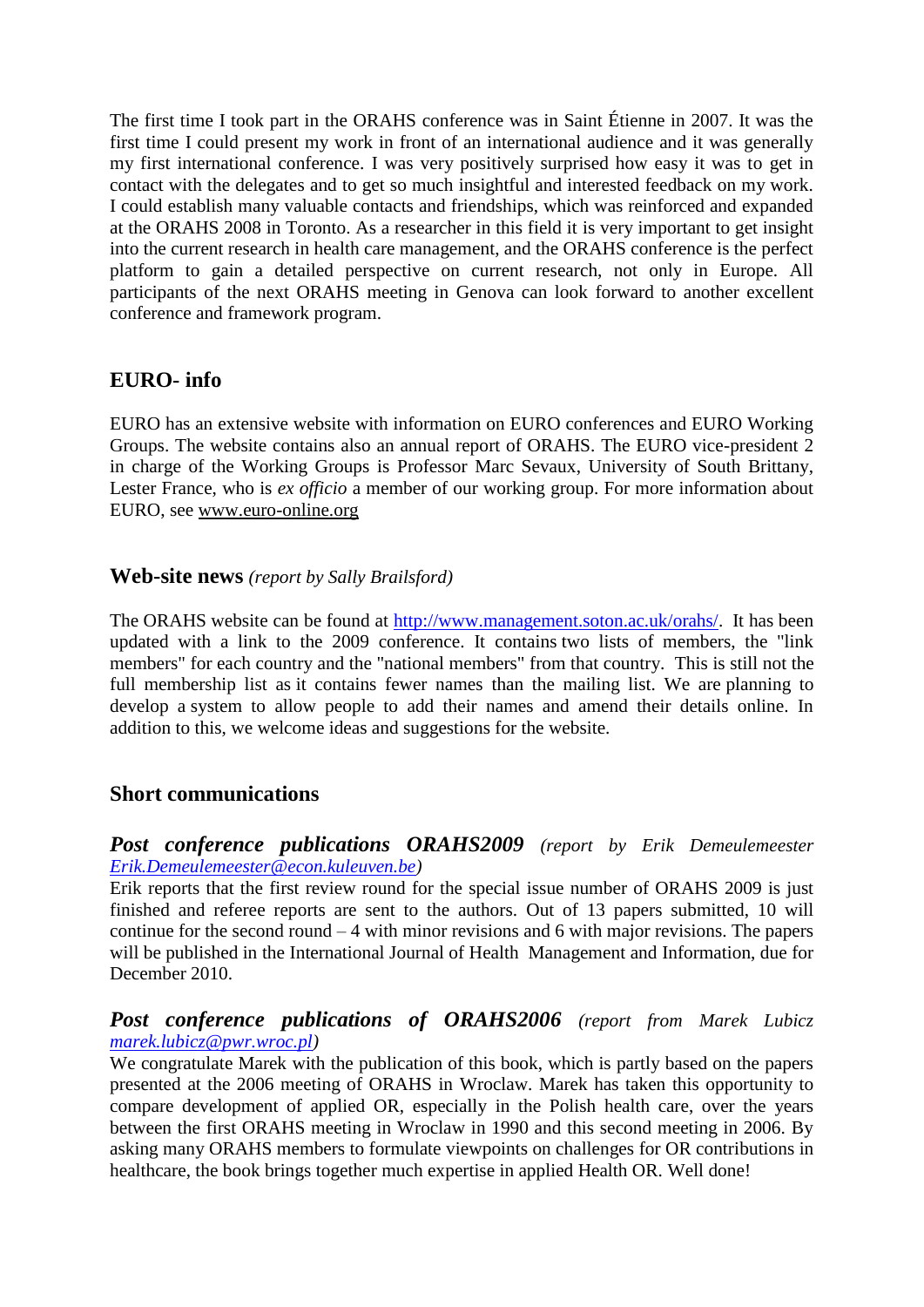The first time I took part in the ORAHS conference was in Saint Étienne in 2007. It was the first time I could present my work in front of an international audience and it was generally my first international conference. I was very positively surprised how easy it was to get in contact with the delegates and to get so much insightful and interested feedback on my work. I could establish many valuable contacts and friendships, which was reinforced and expanded at the ORAHS 2008 in Toronto. As a researcher in this field it is very important to get insight into the current research in health care management, and the ORAHS conference is the perfect platform to gain a detailed perspective on current research, not only in Europe. All participants of the next ORAHS meeting in Genova can look forward to another excellent conference and framework program.

## EURO- info

EURO has an extensive website with information on EURO conferences and EURO Working Groups. The website contains also an annual report of ORAHS. The EURO vice-president 2 in charge of the Working Groups is Professor Marc Sevaux, University of South Brittany, Lester France, who is *ex officio* a member of our working group. For more information about EURO, see www.euro-online.org

## Web-site news *(report by Sally Brailsford)*

The ORAHS website can be found at http://www.management.soton.ac.uk/orahs/. It has been updated with a link to the 2009 conference. It contains two lists of members, the "link members" for each country and the "national members" from that country. This is still not the full membership list as it contains fewer names than the mailing list. We are planning to develop a system to allow people to add their names and amend their details online. In addition to this, we welcome ideas and suggestions for the website.

## Short communications

### *Post conference publications ORAHS2009* *(report by Erik Demeulemeester Erik.Demeulemeester@econ.kuleuven.be)*

Erik reports that the first review round for the special issue number of ORAHS 2009 is just finished and referee reports are sent to the authors. Out of 13 papers submitted, 10 will continue for the second round – 4 with minor revisions and 6 with major revisions. The papers will be published in the International Journal of Health Management and Information, due for December 2010.

### *Post conference publications of ORAHS2006* *(report from Marek Lubicz marek.lubicz@pwr.wroc.pl)*

We congratulate Marek with the publication of this book, which is partly based on the papers presented at the 2006 meeting of ORAHS in Wroclaw. Marek has taken this opportunity to compare development of applied OR, especially in the Polish health care, over the years between the first ORAHS meeting in Wroclaw in 1990 and this second meeting in 2006. By asking many ORAHS members to formulate viewpoints on challenges for OR contributions in healthcare, the book brings together much expertise in applied Health OR. Well done!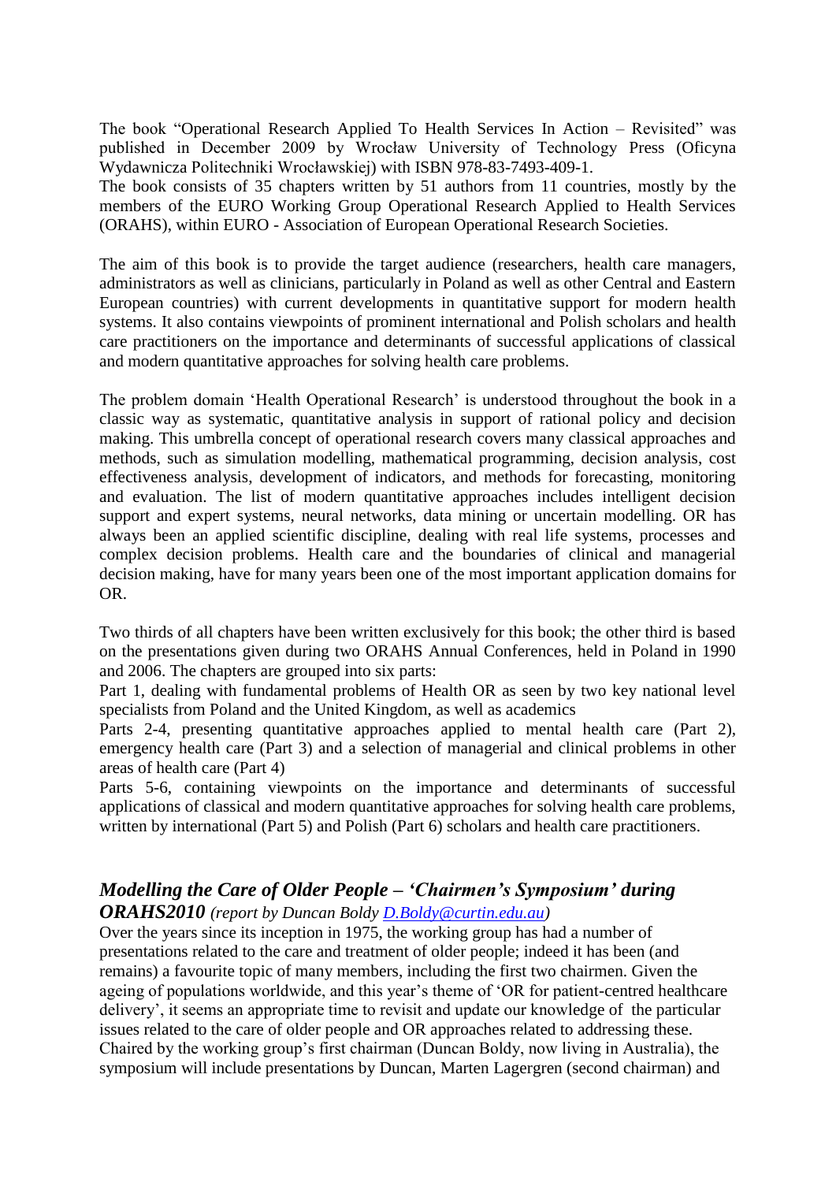The book "Operational Research Applied To Health Services In Action – Revisited" was published in December 2009 by Wrocław University of Technology Press (Oficyna Wydawnicza Politechniki Wrocławskiej) with ISBN 978-83-7493-409-1.
The book consists of 35 chapters written by 51 authors from 11 countries, mostly by the members of the EURO Working Group Operational Research Applied to Health Services (ORAHS), within EURO - Association of European Operational Research Societies.

The aim of this book is to provide the target audience (researchers, health care managers, administrators as well as clinicians, particularly in Poland as well as other Central and Eastern European countries) with current developments in quantitative support for modern health systems. It also contains viewpoints of prominent international and Polish scholars and health care practitioners on the importance and determinants of successful applications of classical and modern quantitative approaches for solving health care problems.

The problem domain 'Health Operational Research' is understood throughout the book in a classic way as systematic, quantitative analysis in support of rational policy and decision making. This umbrella concept of operational research covers many classical approaches and methods, such as simulation modelling, mathematical programming, decision analysis, cost effectiveness analysis, development of indicators, and methods for forecasting, monitoring and evaluation. The list of modern quantitative approaches includes intelligent decision support and expert systems, neural networks, data mining or uncertain modelling. OR has always been an applied scientific discipline, dealing with real life systems, processes and complex decision problems. Health care and the boundaries of clinical and managerial decision making, have for many years been one of the most important application domains for OR.

Two thirds of all chapters have been written exclusively for this book; the other third is based on the presentations given during two ORAHS Annual Conferences, held in Poland in 1990 and 2006. The chapters are grouped into six parts:
Part 1, dealing with fundamental problems of Health OR as seen by two key national level specialists from Poland and the United Kingdom, as well as academics
Parts 2-4, presenting quantitative approaches applied to mental health care (Part 2), emergency health care (Part 3) and a selection of managerial and clinical problems in other areas of health care (Part 4)
Parts 5-6, containing viewpoints on the importance and determinants of successful applications of classical and modern quantitative approaches for solving health care problems, written by international (Part 5) and Polish (Part 6) scholars and health care practitioners.

### *Modelling the Care of Older People – 'Chairmen's Symposium' during ORAHS2010* *(report by Duncan Boldy D.Boldy@curtin.edu.au)*

Over the years since its inception in 1975, the working group has had a number of presentations related to the care and treatment of older people; indeed it has been (and remains) a favourite topic of many members, including the first two chairmen. Given the ageing of populations worldwide, and this year's theme of 'OR for patient-centred healthcare delivery', it seems an appropriate time to revisit and update our knowledge of the particular issues related to the care of older people and OR approaches related to addressing these. Chaired by the working group's first chairman (Duncan Boldy, now living in Australia), the symposium will include presentations by Duncan, Marten Lagergren (second chairman) and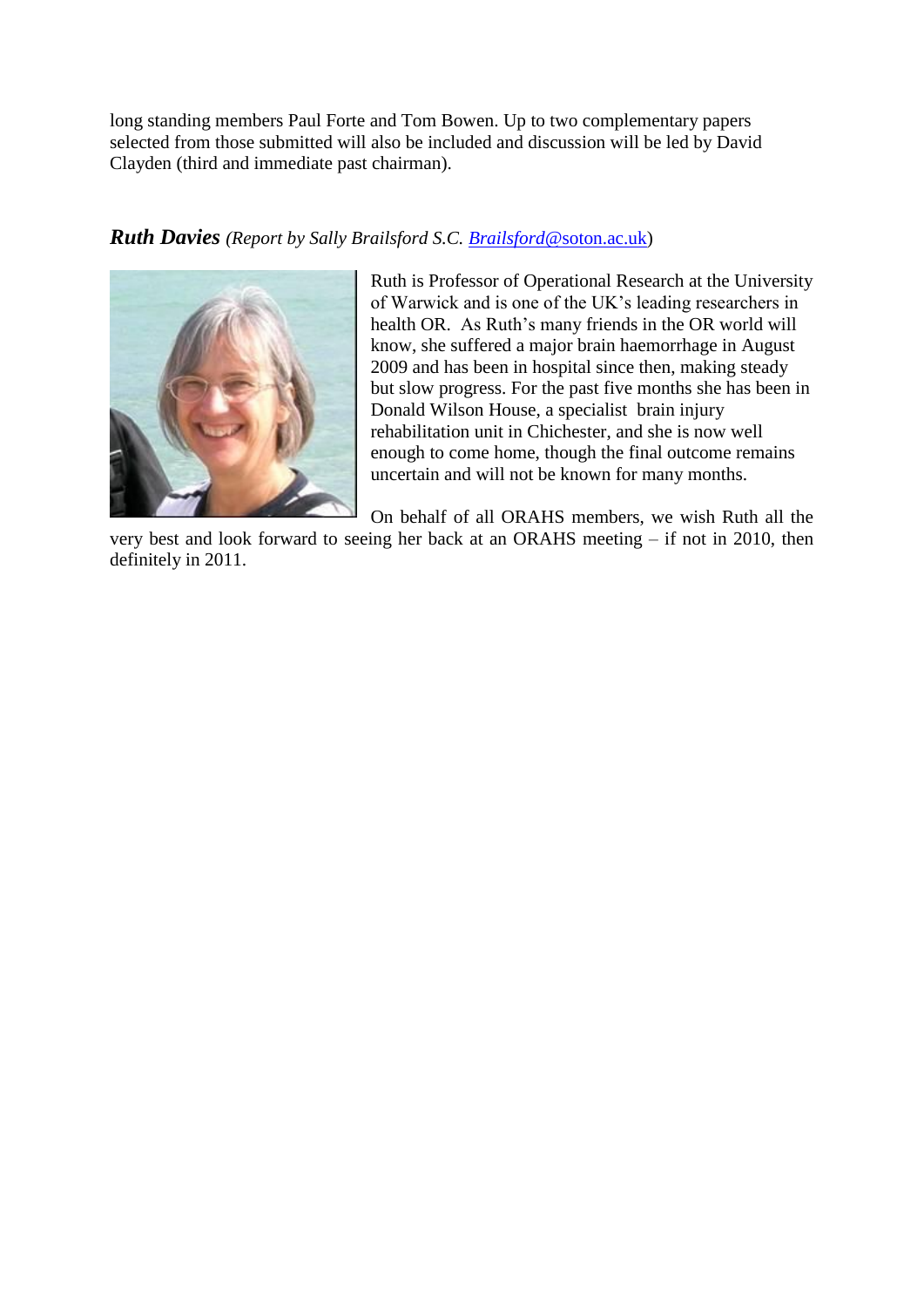long standing members Paul Forte and Tom Bowen. Up to two complementary papers selected from those submitted will also be included and discussion will be led by David Clayden (third and immediate past chairman).

***Ruth Davies*** *(Report by Sally Brailsford S.C. Brailsford@soton.ac.uk)*

Ruth is Professor of Operational Research at the University of Warwick and is one of the UK's leading researchers in health OR. As Ruth's many friends in the OR world will know, she suffered a major brain haemorrhage in August 2009 and has been in hospital since then, making steady but slow progress. For the past five months she has been in Donald Wilson House, a specialist brain injury rehabilitation unit in Chichester, and she is now well enough to come home, though the final outcome remains uncertain and will not be known for many months.

On behalf of all ORAHS members, we wish Ruth all the very best and look forward to seeing her back at an ORAHS meeting – if not in 2010, then definitely in 2011.